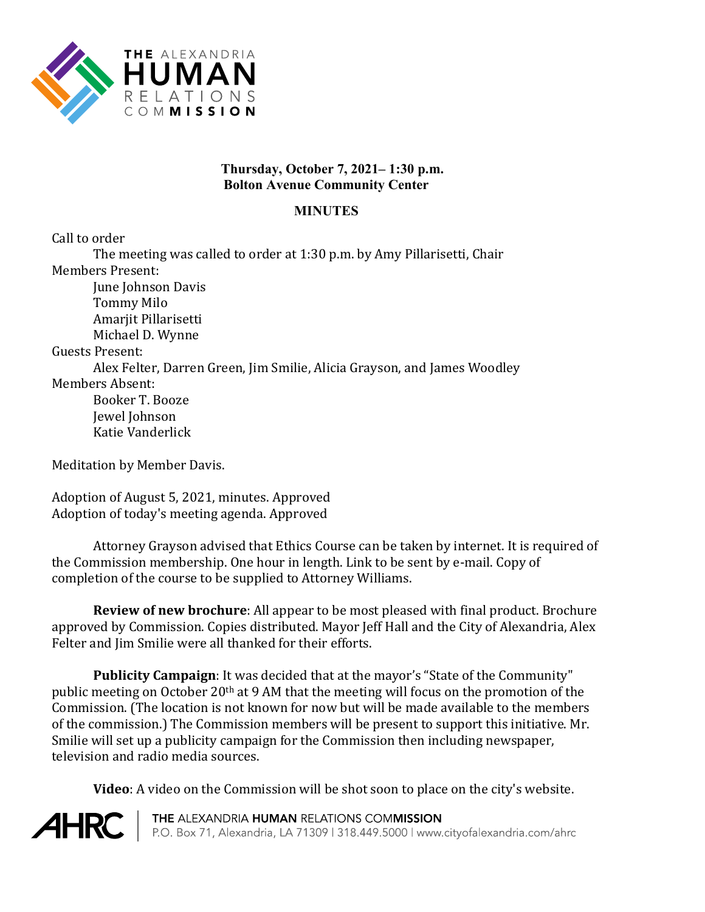**THE ALEXANDRIA HUMAN RELATIONS COMMISSION**

**Thursday, October 7, 2021– 1:30 p.m.**
**Bolton Avenue Community Center**

**MINUTES**

Call to order

The meeting was called to order at 1:30 p.m. by Amy Pillarisetti, Chair

Members Present:

June Johnson Davis
Tommy Milo
Amarjit Pillarisetti
Michael D. Wynne

Guests Present:

Alex Felter, Darren Green, Jim Smilie, Alicia Grayson, and James Woodley

Members Absent:

Booker T. Booze
Jewel Johnson
Katie Vanderlick

Meditation by Member Davis.

Adoption of August 5, 2021, minutes. Approved
Adoption of today's meeting agenda. Approved

Attorney Grayson advised that Ethics Course can be taken by internet. It is required of the Commission membership. One hour in length. Link to be sent by e-mail. Copy of completion of the course to be supplied to Attorney Williams.

**Review of new brochure**: All appear to be most pleased with final product. Brochure approved by Commission. Copies distributed. Mayor Jeff Hall and the City of Alexandria, Alex Felter and Jim Smilie were all thanked for their efforts.

**Publicity Campaign**: It was decided that at the mayor's "State of the Community" public meeting on October 20th at 9 AM that the meeting will focus on the promotion of the Commission. (The location is not known for now but will be made available to the members of the commission.) The Commission members will be present to support this initiative. Mr. Smilie will set up a publicity campaign for the Commission then including newspaper, television and radio media sources.

**Video**: A video on the Commission will be shot soon to place on the city's website.

AHRC | THE ALEXANDRIA HUMAN RELATIONS COMMISSION
P.O. Box 71, Alexandria, LA 71309 | 318.449.5000 | www.cityofalexandria.com/ahrc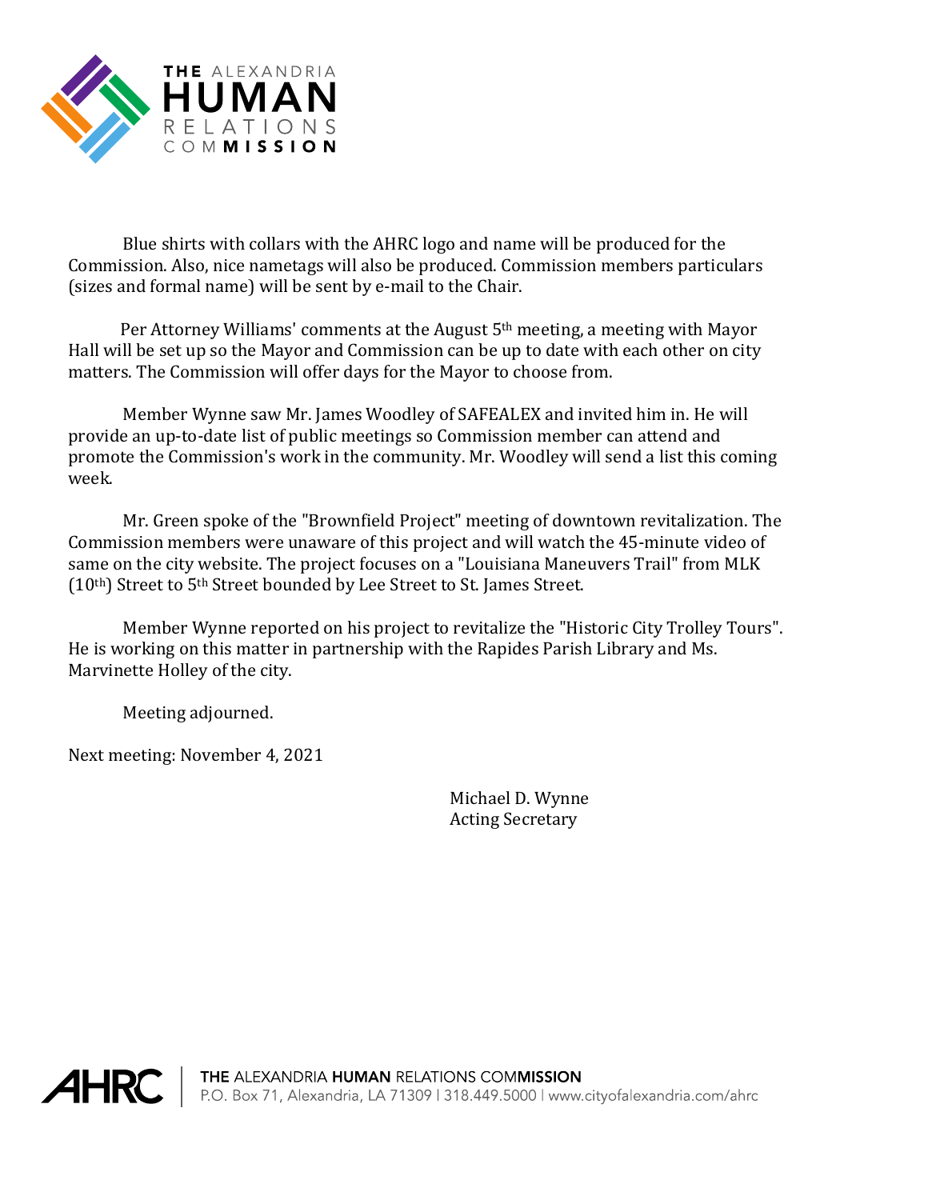Blue shirts with collars with the AHRC logo and name will be produced for the Commission. Also, nice nametags will also be produced. Commission members particulars (sizes and formal name) will be sent by e-mail to the Chair.

Per Attorney Williams' comments at the August 5th meeting, a meeting with Mayor Hall will be set up so the Mayor and Commission can be up to date with each other on city matters. The Commission will offer days for the Mayor to choose from.

Member Wynne saw Mr. James Woodley of SAFEALEX and invited him in. He will provide an up-to-date list of public meetings so Commission member can attend and promote the Commission's work in the community. Mr. Woodley will send a list this coming week.

Mr. Green spoke of the "Brownfield Project" meeting of downtown revitalization. The Commission members were unaware of this project and will watch the 45-minute video of same on the city website. The project focuses on a "Louisiana Maneuvers Trail" from MLK (10th) Street to 5th Street bounded by Lee Street to St. James Street.

Member Wynne reported on his project to revitalize the "Historic City Trolley Tours". He is working on this matter in partnership with the Rapides Parish Library and Ms. Marvinette Holley of the city.

Meeting adjourned.

Next meeting: November 4, 2021

Michael D. Wynne
Acting Secretary